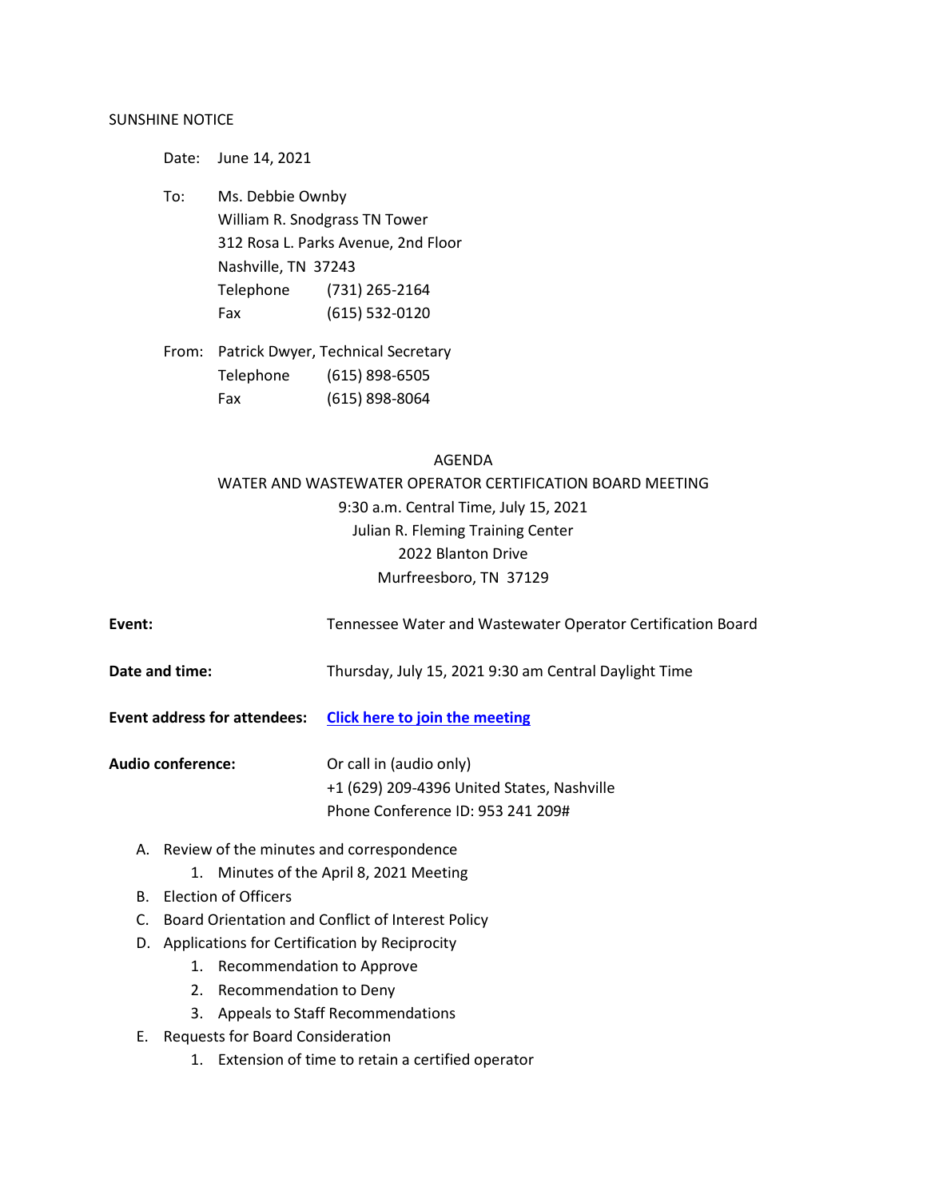SUNSHINE NOTICE

Date: June 14, 2021

To: Ms. Debbie Ownby
William R. Snodgrass TN Tower
312 Rosa L. Parks Avenue, 2nd Floor
Nashville, TN 37243
Telephone (731) 265-2164
Fax (615) 532-0120

From: Patrick Dwyer, Technical Secretary
Telephone (615) 898-6505
Fax (615) 898-8064

AGENDA
WATER AND WASTEWATER OPERATOR CERTIFICATION BOARD MEETING
9:30 a.m. Central Time, July 15, 2021
Julian R. Fleming Training Center
2022 Blanton Drive
Murfreesboro, TN 37129

**Event:** Tennessee Water and Wastewater Operator Certification Board

**Date and time:** Thursday, July 15, 2021 9:30 am Central Daylight Time

**Event address for attendees:** **Click here to join the meeting**

**Audio conference:** Or call in (audio only)
+1 (629) 209-4396 United States, Nashville
Phone Conference ID: 953 241 209#

A. Review of the minutes and correspondence
    1. Minutes of the April 8, 2021 Meeting
B. Election of Officers
C. Board Orientation and Conflict of Interest Policy
D. Applications for Certification by Reciprocity
    1. Recommendation to Approve
    2. Recommendation to Deny
    3. Appeals to Staff Recommendations
E. Requests for Board Consideration
    1. Extension of time to retain a certified operator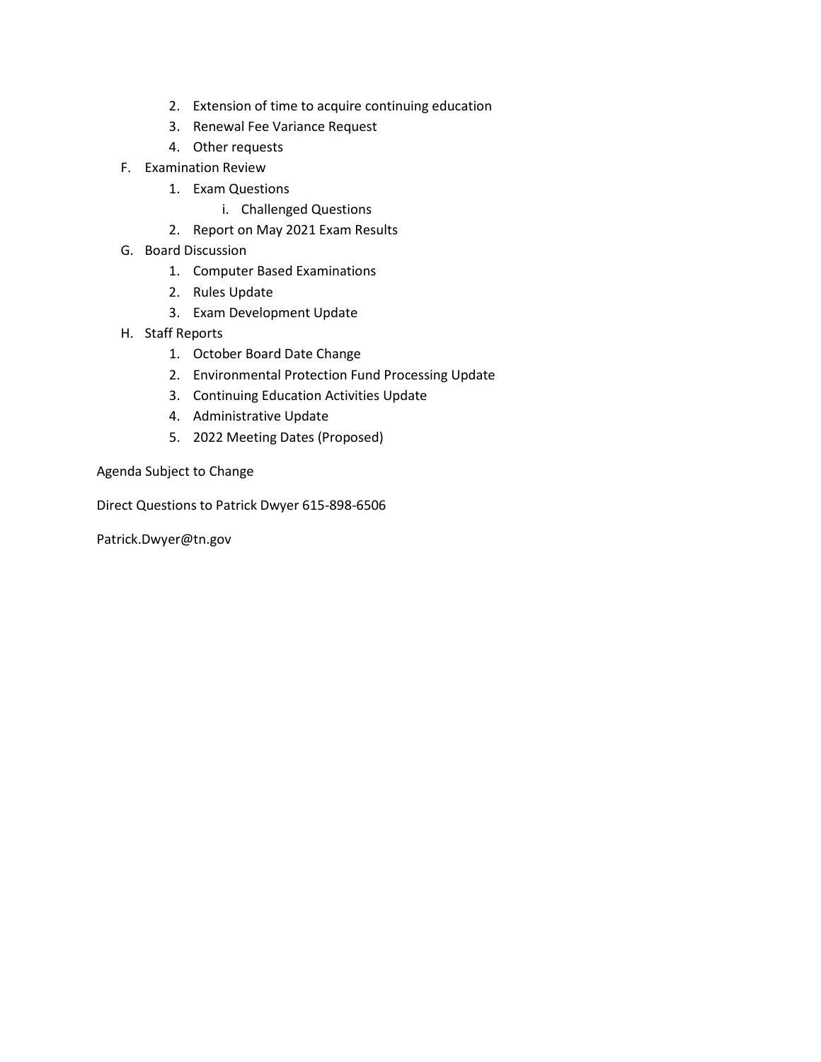2. Extension of time to acquire continuing education
   3. Renewal Fee Variance Request
   4. Other requests

F. Examination Review
   1. Exam Questions
      i. Challenged Questions
   2. Report on May 2021 Exam Results

G. Board Discussion
   1. Computer Based Examinations
   2. Rules Update
   3. Exam Development Update

H. Staff Reports
   1. October Board Date Change
   2. Environmental Protection Fund Processing Update
   3. Continuing Education Activities Update
   4. Administrative Update
   5. 2022 Meeting Dates (Proposed)

Agenda Subject to Change

Direct Questions to Patrick Dwyer 615-898-6506

Patrick.Dwyer@tn.gov